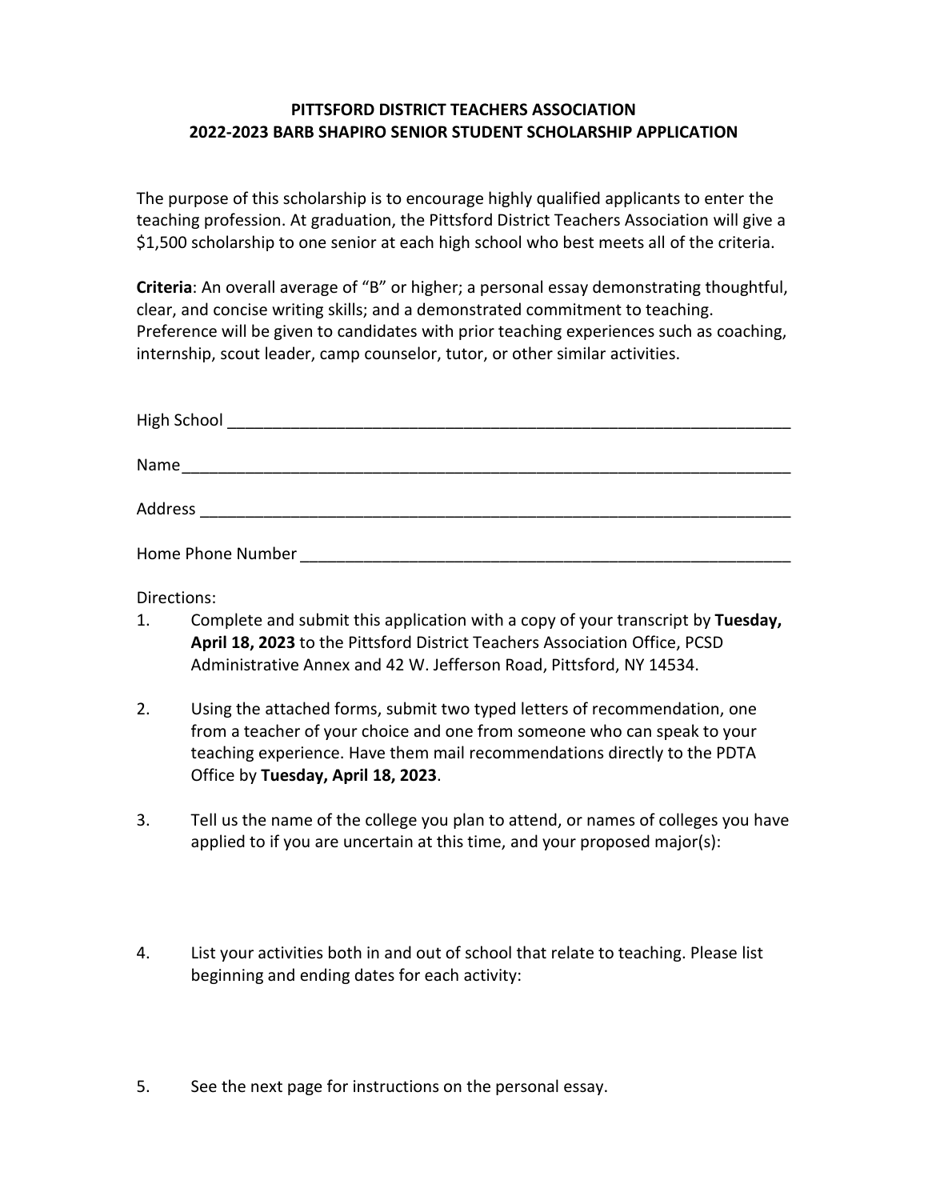# PITTSFORD DISTRICT TEACHERS ASSOCIATION
# 2022-2023 BARB SHAPIRO SENIOR STUDENT SCHOLARSHIP APPLICATION

The purpose of this scholarship is to encourage highly qualified applicants to enter the teaching profession. At graduation, the Pittsford District Teachers Association will give a $1,500 scholarship to one senior at each high school who best meets all of the criteria.

**Criteria**: An overall average of "B" or higher; a personal essay demonstrating thoughtful, clear, and concise writing skills; and a demonstrated commitment to teaching. Preference will be given to candidates with prior teaching experiences such as coaching, internship, scout leader, camp counselor, tutor, or other similar activities.

High School ________________________________________________________________

Name_____________________________________________________________________

Address ___________________________________________________________________

Home Phone Number ________________________________________________________

Directions:

1. Complete and submit this application with a copy of your transcript by **Tuesday, April 18, 2023** to the Pittsford District Teachers Association Office, PCSD Administrative Annex and 42 W. Jefferson Road, Pittsford, NY 14534.

2. Using the attached forms, submit two typed letters of recommendation, one from a teacher of your choice and one from someone who can speak to your teaching experience. Have them mail recommendations directly to the PDTA Office by **Tuesday, April 18, 2023**.

3. Tell us the name of the college you plan to attend, or names of colleges you have applied to if you are uncertain at this time, and your proposed major(s):

4. List your activities both in and out of school that relate to teaching. Please list beginning and ending dates for each activity:

5. See the next page for instructions on the personal essay.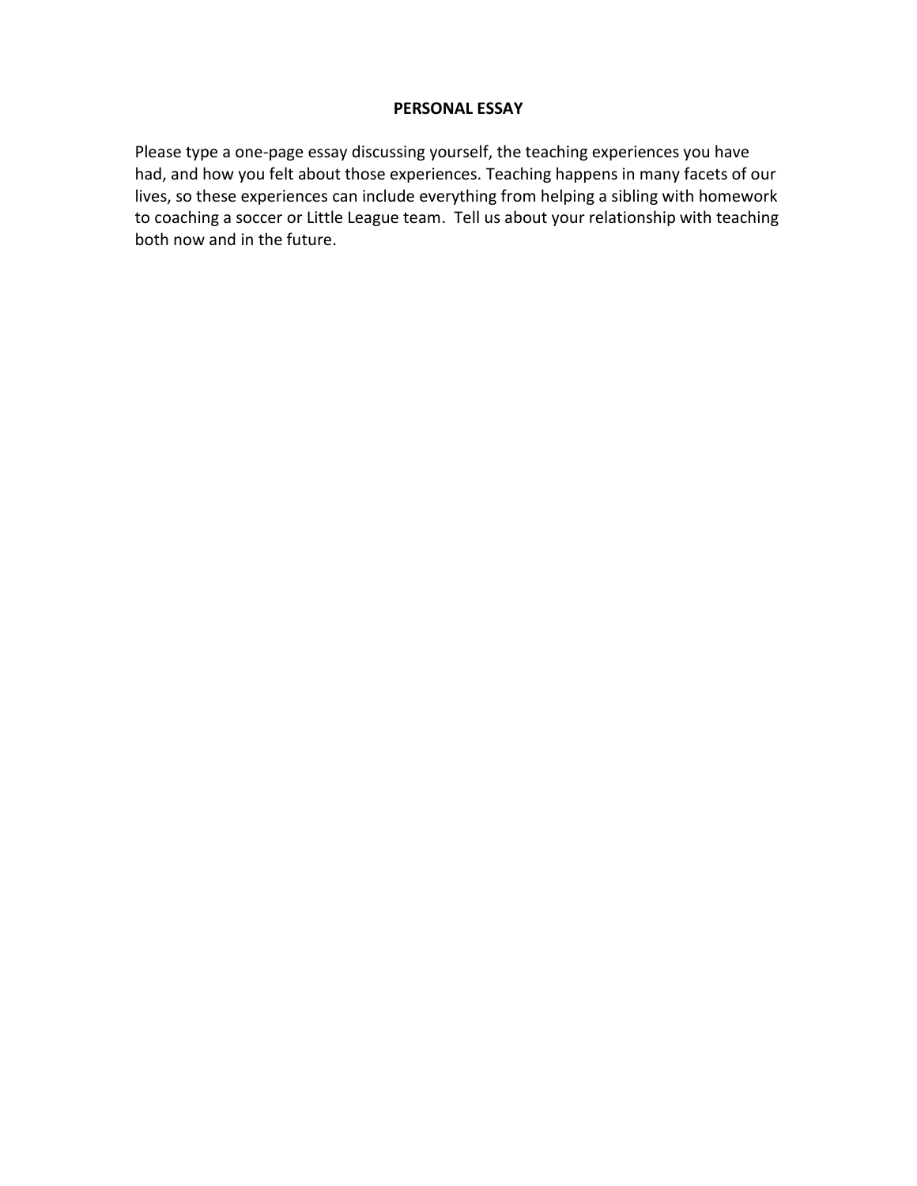**PERSONAL ESSAY**

Please type a one-page essay discussing yourself, the teaching experiences you have had, and how you felt about those experiences. Teaching happens in many facets of our lives, so these experiences can include everything from helping a sibling with homework to coaching a soccer or Little League team. Tell us about your relationship with teaching both now and in the future.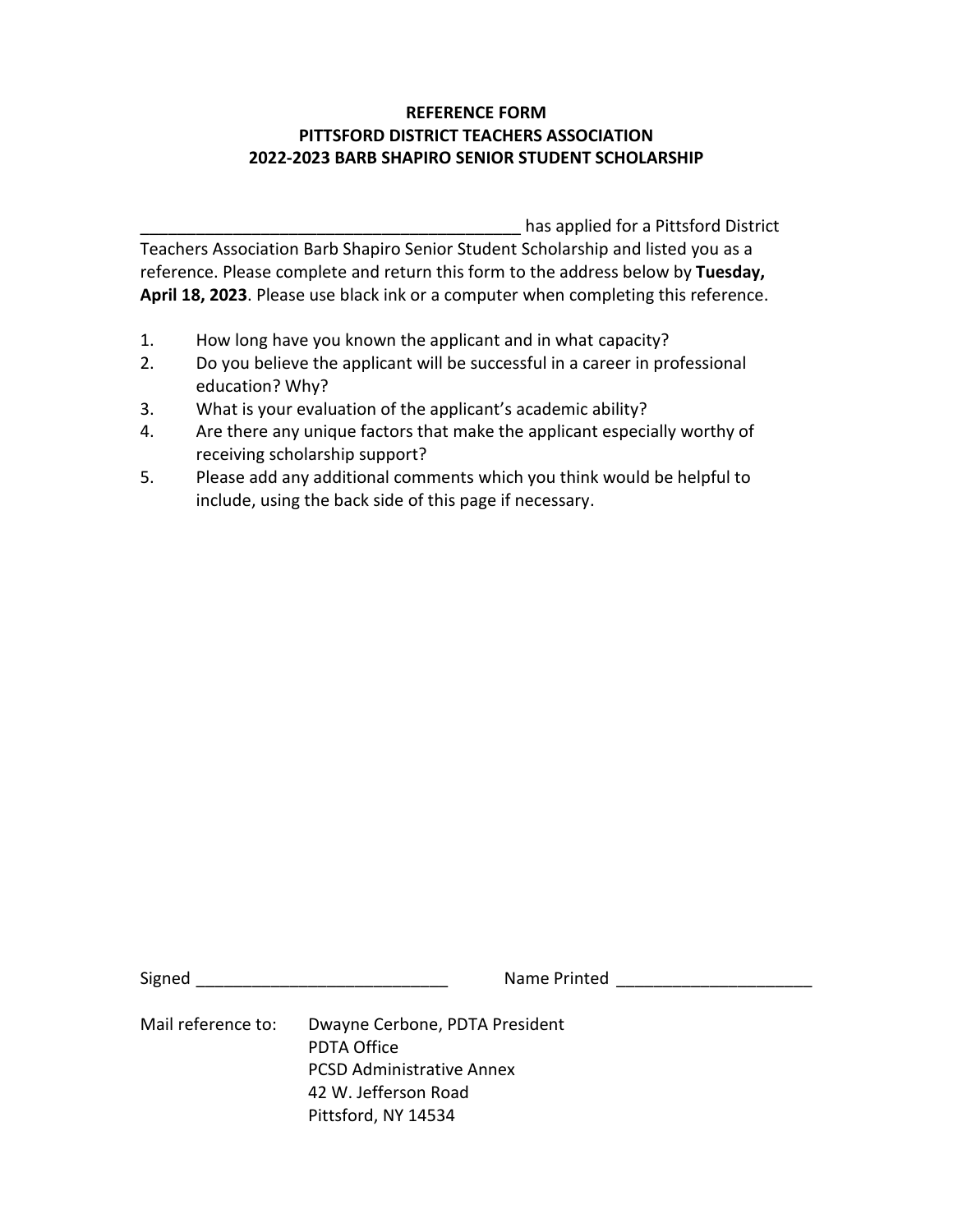**REFERENCE FORM**
**PITTSFORD DISTRICT TEACHERS ASSOCIATION**
**2022-2023 BARB SHAPIRO SENIOR STUDENT SCHOLARSHIP**

__________________________________________ has applied for a Pittsford District Teachers Association Barb Shapiro Senior Student Scholarship and listed you as a reference. Please complete and return this form to the address below by **Tuesday, April 18, 2023**. Please use black ink or a computer when completing this reference.

1. How long have you known the applicant and in what capacity?
2. Do you believe the applicant will be successful in a career in professional education? Why?
3. What is your evaluation of the applicant's academic ability?
4. Are there any unique factors that make the applicant especially worthy of receiving scholarship support?
5. Please add any additional comments which you think would be helpful to include, using the back side of this page if necessary.

Signed ___________________________ Name Printed _____________________

Mail reference to: Dwayne Cerbone, PDTA President
PDTA Office
PCSD Administrative Annex
42 W. Jefferson Road
Pittsford, NY 14534